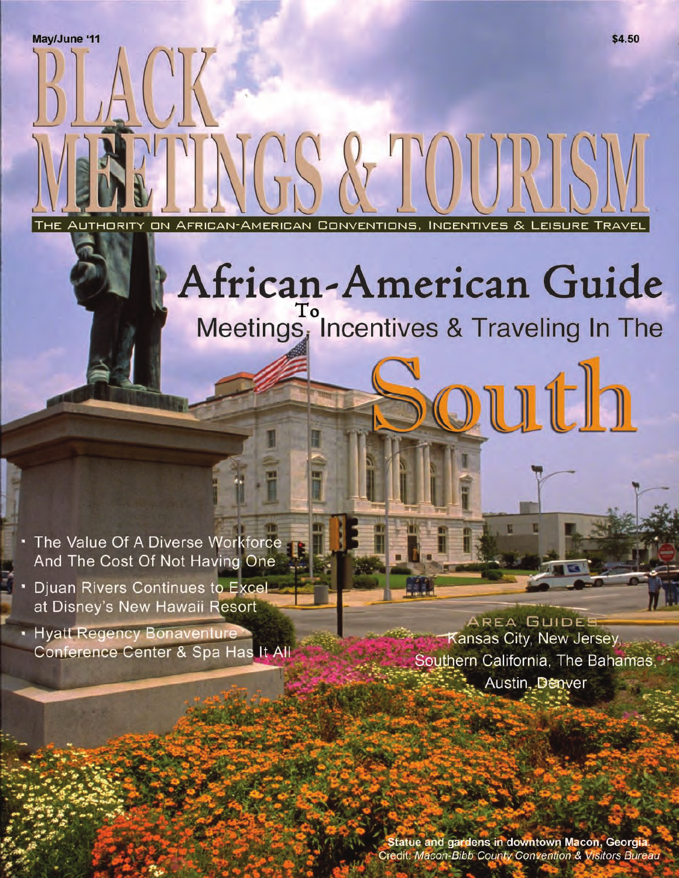May/June '11

$4.50

# BLACK MEETINGS & TOURISM

THE AUTHORITY ON AFRICAN-AMERICAN CONVENTIONS, INCENTIVES & LEISURE TRAVEL

## African-American Guide To Meetings, Incentives & Traveling In The South

- The Value Of A Diverse Workforce And The Cost Of Not Having One
- Djuan Rivers Continues to Excel at Disney's New Hawaii Resort
- Hyatt Regency Bonaventure Conference Center & Spa Has It All

AREA GUIDES
Kansas City, New Jersey, Southern California, The Bahamas, Austin, Denver

**Statue and gardens in downtown Macon, Georgia.**
Credit: *Macon-Bibb County Convention & Visitors Bureau*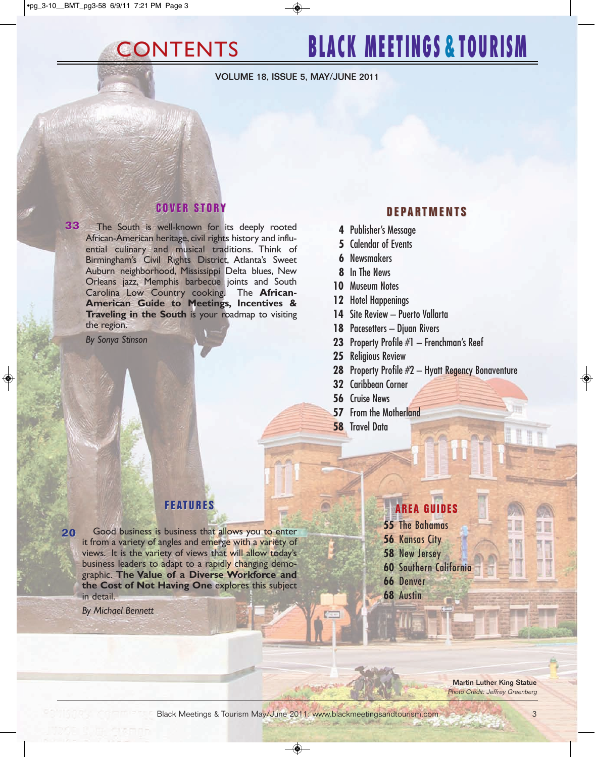# CONTENTS

# BLACK MEETINGS & TOURISM

VOLUME 18, ISSUE 5, MAY/JUNE 2011

## COVER STORY

**33** The South is well-known for its deeply rooted African-American heritage, civil rights history and influential culinary and musical traditions. Think of Birmingham's Civil Rights District, Atlanta's Sweet Auburn neighborhood, Mississippi Delta blues, New Orleans jazz, Memphis barbecue joints and South Carolina Low Country cooking. The **African-American Guide to Meetings, Incentives & Traveling in the South** is your roadmap to visiting the region.

*By Sonya Stinson*

## FEATURES

**20** Good business is business that allows you to enter it from a variety of angles and emerge with a variety of views. It is the variety of views that will allow today's business leaders to adapt to a rapidly changing demographic. **The Value of a Diverse Workforce and the Cost of Not Having One** explores this subject in detail.

*By Michael Bennett*

## DEPARTMENTS

- **4** Publisher's Message
- **5** Calendar of Events
- **6** Newsmakers
- **8** In The News
- **10** Museum Notes
- **12** Hotel Happenings
- **14** Site Review – Puerto Vallarta
- **18** Pacesetters – Djuan Rivers
- **23** Property Profile #1 – Frenchman's Reef
- **25** Religious Review
- **28** Property Profile #2 – Hyatt Regency Bonaventure
- **32** Caribbean Corner
- **56** Cruise News
- **57** From the Motherland
- **58** Travel Data

## AREA GUIDES

- **55** The Bahamas
- **56** Kansas City
- **58** New Jersey
- **60** Southern California
- **66** Denver
- **68** Austin

**Martin Luther King Statue**
*Photo Credit: Jeffrey Greenberg*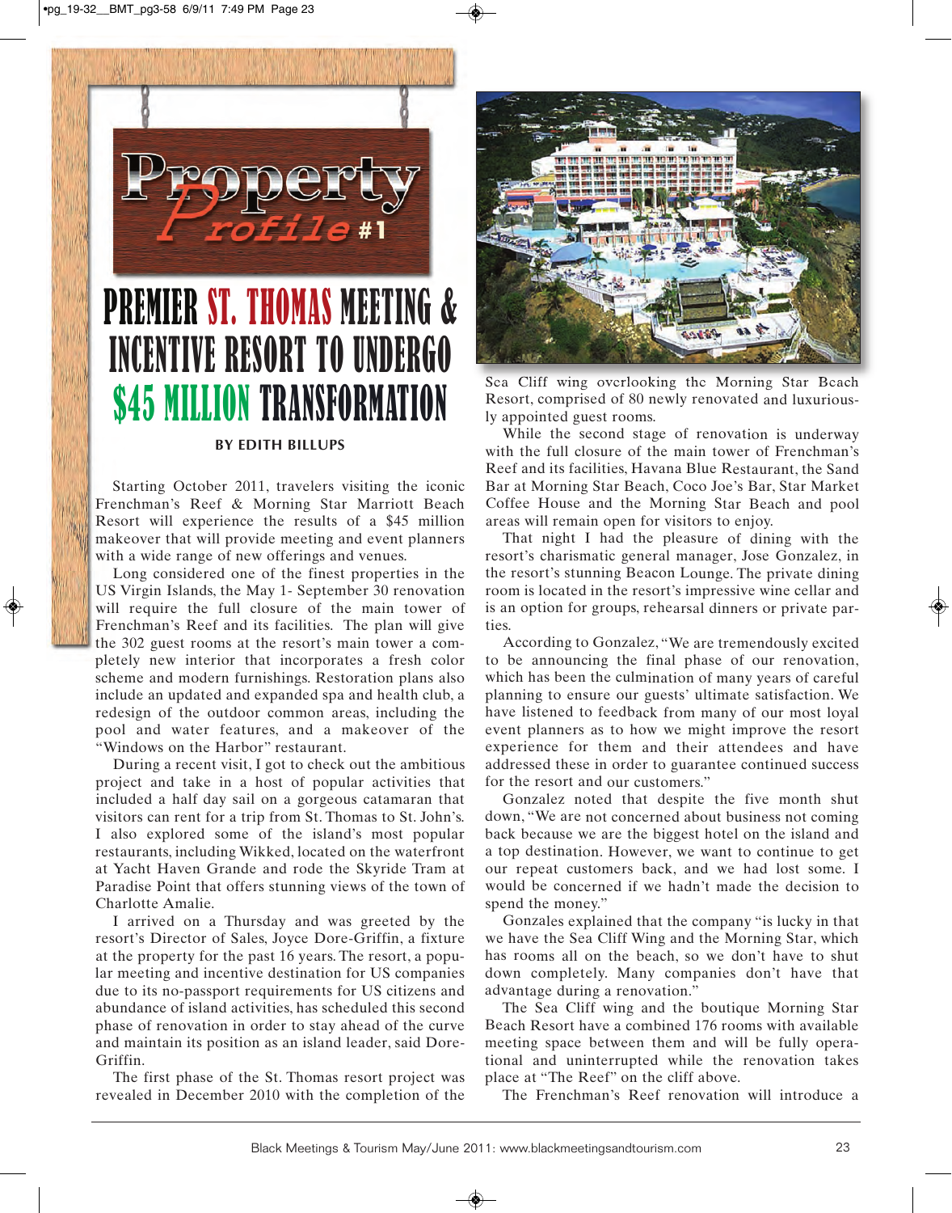Property Profile #1

# PREMIER ST. THOMAS MEETING & INCENTIVE RESORT TO UNDERGO $45 MILLION TRANSFORMATION

**BY EDITH BILLUPS**

Starting October 2011, travelers visiting the iconic Frenchman's Reef & Morning Star Marriott Beach Resort will experience the results of a $45 million makeover that will provide meeting and event planners with a wide range of new offerings and venues.

Long considered one of the finest properties in the US Virgin Islands, the May 1- September 30 renovation will require the full closure of the main tower of Frenchman's Reef and its facilities. The plan will give the 302 guest rooms at the resort's main tower a completely new interior that incorporates a fresh color scheme and modern furnishings. Restoration plans also include an updated and expanded spa and health club, a redesign of the outdoor common areas, including the pool and water features, and a makeover of the "Windows on the Harbor" restaurant.

During a recent visit, I got to check out the ambitious project and take in a host of popular activities that included a half day sail on a gorgeous catamaran that visitors can rent for a trip from St. Thomas to St. John's. I also explored some of the island's most popular restaurants, including Wikked, located on the waterfront at Yacht Haven Grande and rode the Skyride Tram at Paradise Point that offers stunning views of the town of Charlotte Amalie.

I arrived on a Thursday and was greeted by the resort's Director of Sales, Joyce Dore-Griffin, a fixture at the property for the past 16 years. The resort, a popular meeting and incentive destination for US companies due to its no-passport requirements for US citizens and abundance of island activities, has scheduled this second phase of renovation in order to stay ahead of the curve and maintain its position as an island leader, said Dore-Griffin.

The first phase of the St. Thomas resort project was revealed in December 2010 with the completion of the

Sea Cliff wing overlooking the Morning Star Beach Resort, comprised of 80 newly renovated and luxuriously appointed guest rooms.

While the second stage of renovation is underway with the full closure of the main tower of Frenchman's Reef and its facilities, Havana Blue Restaurant, the Sand Bar at Morning Star Beach, Coco Joe's Bar, Star Market Coffee House and the Morning Star Beach and pool areas will remain open for visitors to enjoy.

That night I had the pleasure of dining with the resort's charismatic general manager, Jose Gonzalez, in the resort's stunning Beacon Lounge. The private dining room is located in the resort's impressive wine cellar and is an option for groups, rehearsal dinners or private parties.

According to Gonzalez, "We are tremendously excited to be announcing the final phase of our renovation, which has been the culmination of many years of careful planning to ensure our guests' ultimate satisfaction. We have listened to feedback from many of our most loyal event planners as to how we might improve the resort experience for them and their attendees and have addressed these in order to guarantee continued success for the resort and our customers."

Gonzalez noted that despite the five month shut down, "We are not concerned about business not coming back because we are the biggest hotel on the island and a top destination. However, we want to continue to get our repeat customers back, and we had lost some. I would be concerned if we hadn't made the decision to spend the money."

Gonzales explained that the company "is lucky in that we have the Sea Cliff Wing and the Morning Star, which has rooms all on the beach, so we don't have to shut down completely. Many companies don't have that advantage during a renovation."

The Sea Cliff wing and the boutique Morning Star Beach Resort have a combined 176 rooms with available meeting space between them and will be fully operational and uninterrupted while the renovation takes place at "The Reef" on the cliff above.

The Frenchman's Reef renovation will introduce a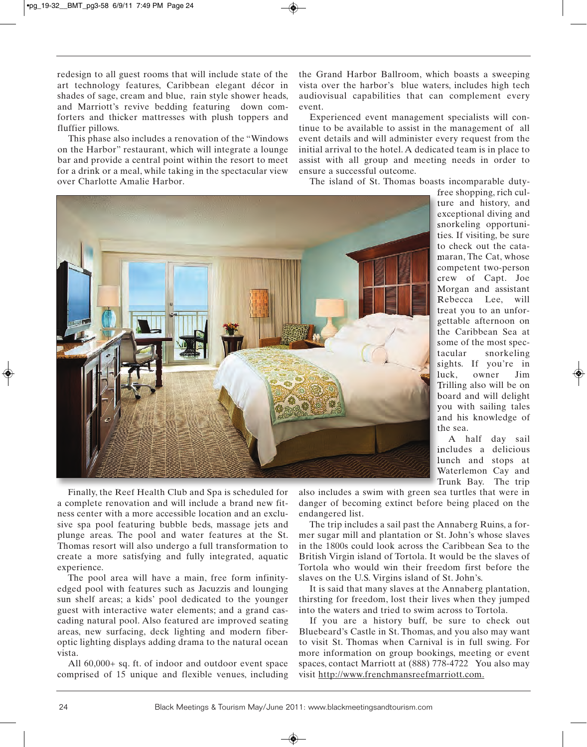redesign to all guest rooms that will include state of the art technology features, Caribbean elegant décor in shades of sage, cream and blue, rain style shower heads, and Marriott's revive bedding featuring down comforters and thicker mattresses with plush toppers and fluffier pillows.

This phase also includes a renovation of the "Windows on the Harbor" restaurant, which will integrate a lounge bar and provide a central point within the resort to meet for a drink or a meal, while taking in the spectacular view over Charlotte Amalie Harbor.

Finally, the Reef Health Club and Spa is scheduled for a complete renovation and will include a brand new fitness center with a more accessible location and an exclusive spa pool featuring bubble beds, massage jets and plunge areas. The pool and water features at the St. Thomas resort will also undergo a full transformation to create a more satisfying and fully integrated, aquatic experience.

The pool area will have a main, free form infinity-edged pool with features such as Jacuzzis and lounging sun shelf areas; a kids' pool dedicated to the younger guest with interactive water elements; and a grand cascading natural pool. Also featured are improved seating areas, new surfacing, deck lighting and modern fiber-optic lighting displays adding drama to the natural ocean vista.

All 60,000+ sq. ft. of indoor and outdoor event space comprised of 15 unique and flexible venues, including the Grand Harbor Ballroom, which boasts a sweeping vista over the harbor's blue waters, includes high tech audiovisual capabilities that can complement every event.

Experienced event management specialists will continue to be available to assist in the management of all event details and will administer every request from the initial arrival to the hotel. A dedicated team is in place to assist with all group and meeting needs in order to ensure a successful outcome.

The island of St. Thomas boasts incomparable duty-free shopping, rich culture and history, and exceptional diving and snorkeling opportunities. If visiting, be sure to check out the catamaran, The Cat, whose competent two-person crew of Capt. Joe Morgan and assistant Rebecca Lee, will treat you to an unforgettable afternoon on the Caribbean Sea at some of the most spectacular snorkeling sights. If you're in luck, owner Jim Trilling also will be on board and will delight you with sailing tales and his knowledge of the sea.

A half day sail includes a delicious lunch and stops at Waterlemon Cay and Trunk Bay. The trip also includes a swim with green sea turtles that were in danger of becoming extinct before being placed on the endangered list.

The trip includes a sail past the Annaberg Ruins, a former sugar mill and plantation or St. John's whose slaves in the 1800s could look across the Caribbean Sea to the British Virgin island of Tortola. It would be the slaves of Tortola who would win their freedom first before the slaves on the U.S. Virgins island of St. John's.

It is said that many slaves at the Annaberg plantation, thirsting for freedom, lost their lives when they jumped into the waters and tried to swim across to Tortola.

If you are a history buff, be sure to check out Bluebeard's Castle in St. Thomas, and you also may want to visit St. Thomas when Carnival is in full swing. For more information on group bookings, meeting or event spaces, contact Marriott at (888) 778-4722 You also may visit http://www.frenchmansreefmarriott.com.